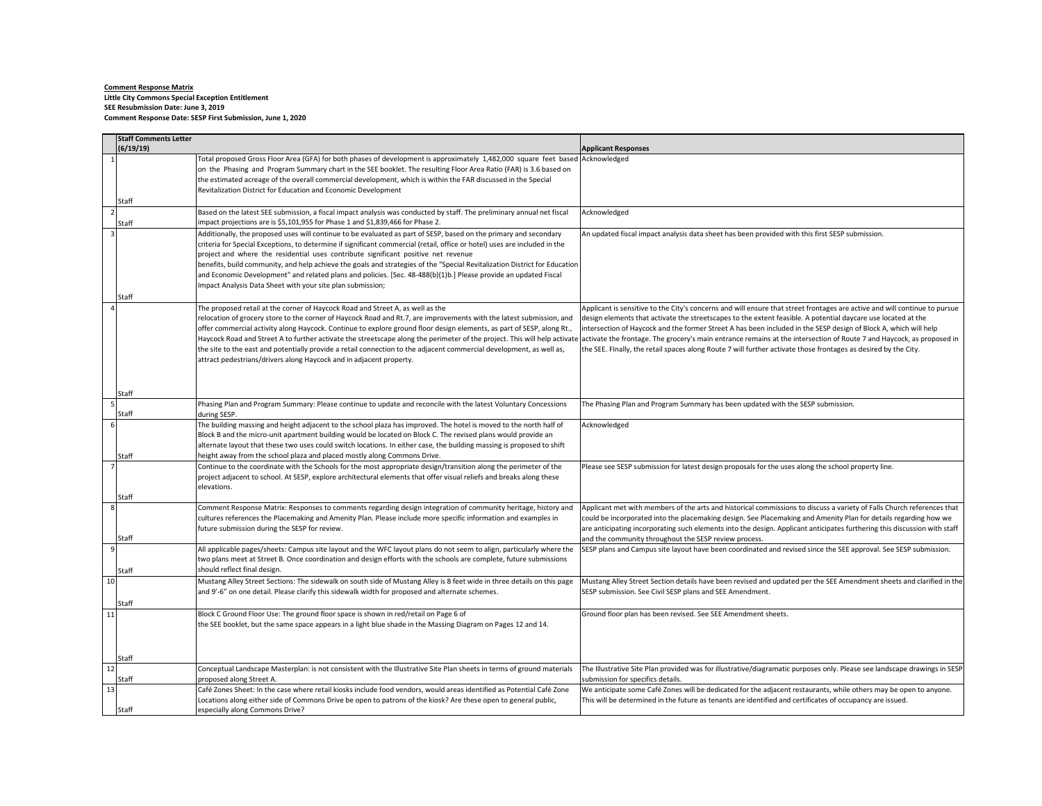**Comment Response Matrix**

**Little City Commons Special Exception Entitlement**

**SEE Resubmission Date: June 3, 2019**

**Comment Response Date: SESP First Submission, June 1, 2020**

| | Staff Comments Letter (6/19/19) | | Applicant Responses |
|---|---|---|---|
| 1 | Staff | Total proposed Gross Floor Area (GFA) for both phases of development is approximately 1,482,000 square feet based on the Phasing and Program Summary chart in the SEE booklet. The resulting Floor Area Ratio (FAR) is 3.6 based on the estimated acreage of the overall commercial development, which is within the FAR discussed in the Special Revitalization District for Education and Economic Development | Acknowledged |
| 2 | Staff | Based on the latest SEE submission, a fiscal impact analysis was conducted by staff. The preliminary annual net fiscal impact projections are is $5,101,955 for Phase 1 and $1,839,466 for Phase 2. | Acknowledged |
| 3 | Staff | Additionally, the proposed uses will continue to be evaluated as part of SESP, based on the primary and secondary criteria for Special Exceptions, to determine if significant commercial (retail, office or hotel) uses are included in the project and where the residential uses contribute significant positive net revenue benefits, build community, and help achieve the goals and strategies of the "Special Revitalization District for Education and Economic Development" and related plans and policies. [Sec. 48-488(b)(1)b.] Please provide an updated Fiscal Impact Analysis Data Sheet with your site plan submission; | An updated fiscal impact analysis data sheet has been provided with this first SESP submission. |
| 4 | Staff | The proposed retail at the corner of Haycock Road and Street A, as well as the relocation of grocery store to the corner of Haycock Road and Rt.7, are improvements with the latest submission, and offer commercial activity along Haycock. Continue to explore ground floor design elements, as part of SESP, along Rt., Haycock Road and Street A to further activate the streetscape along the perimeter of the project. This will help activate the site to the east and potentially provide a retail connection to the adjacent commercial development, as well as, attract pedestrians/drivers along Haycock and in adjacent property. | Applicant is sensitive to the City's concerns and will ensure that street frontages are active and will continue to pursue design elements that activate the streetscapes to the extent feasible. A potential daycare use located at the intersection of Haycock and the former Street A has been included in the SESP design of Block A, which will help activate the frontage. The grocery's main entrance remains at the intersection of Route 7 and Haycock, as proposed in the SEE. FInally, the retail spaces along Route 7 will further activate those frontages as desired by the City. |
| 5 | Staff | Phasing Plan and Program Summary: Please continue to update and reconcile with the latest Voluntary Concessions during SESP. | The Phasing Plan and Program Summary has been updated with the SESP submission. |
| 6 | Staff | The building massing and height adjacent to the school plaza has improved. The hotel is moved to the north half of Block B and the micro-unit apartment building would be located on Block C. The revised plans would provide an alternate layout that these two uses could switch locations. In either case, the building massing is proposed to shift height away from the school plaza and placed mostly along Commons Drive. | Acknowledged |
| 7 | Staff | Continue to the coordinate with the Schools for the most appropriate design/transition along the perimeter of the project adjacent to school. At SESP, explore architectural elements that offer visual reliefs and breaks along these elevations. | Please see SESP submission for latest design proposals for the uses along the school property line. |
| 8 | Staff | Comment Response Matrix: Responses to comments regarding design integration of community heritage, history and cultures references the Placemaking and Amenity Plan. Please include more specific information and examples in future submission during the SESP for review. | Applicant met with members of the arts and historical commissions to discuss a variety of Falls Church references that could be incorporated into the placemaking design. See Placemaking and Amenity Plan for details regarding how we are anticipating incorporating such elements into the design. Applicant anticipates furthering this discussion with staff and the community throughout the SESP review process. |
| 9 | Staff | All applicable pages/sheets: Campus site layout and the WFC layout plans do not seem to align, particularly where the two plans meet at Street B. Once coordination and design efforts with the schools are complete, future submissions should reflect final design. | SESP plans and Campus site layout have been coordinated and revised since the SEE approval. See SESP submission. |
| 10 | Staff | Mustang Alley Street Sections: The sidewalk on south side of Mustang Alley is 8 feet wide in three details on this page and 9'-6" on one detail. Please clarify this sidewalk width for proposed and alternate schemes. | Mustang Alley Street Section details have been revised and updated per the SEE Amendment sheets and clarified in the SESP submission. See Civil SESP plans and SEE Amendment. |
| 11 | Staff | Block C Ground Floor Use: The ground floor space is shown in red/retail on Page 6 of the SEE booklet, but the same space appears in a light blue shade in the Massing Diagram on Pages 12 and 14. | Ground floor plan has been revised. See SEE Amendment sheets. |
| 12 | Staff | Conceptual Landscape Masterplan: is not consistent with the Illustrative Site Plan sheets in terms of ground materials proposed along Street A. | The Illustrative Site Plan provided was for illustrative/diagramatic purposes only. Please see landscape drawings in SESP submission for specifics details. |
| 13 | Staff | Café Zones Sheet: In the case where retail kiosks include food vendors, would areas identified as Potential Café Zone Locations along either side of Commons Drive be open to patrons of the kiosk? Are these open to general public, especially along Commons Drive? | We anticipate some Café Zones will be dedicated for the adjacent restaurants, while others may be open to anyone. This will be determined in the future as tenants are identified and certificates of occupancy are issued. |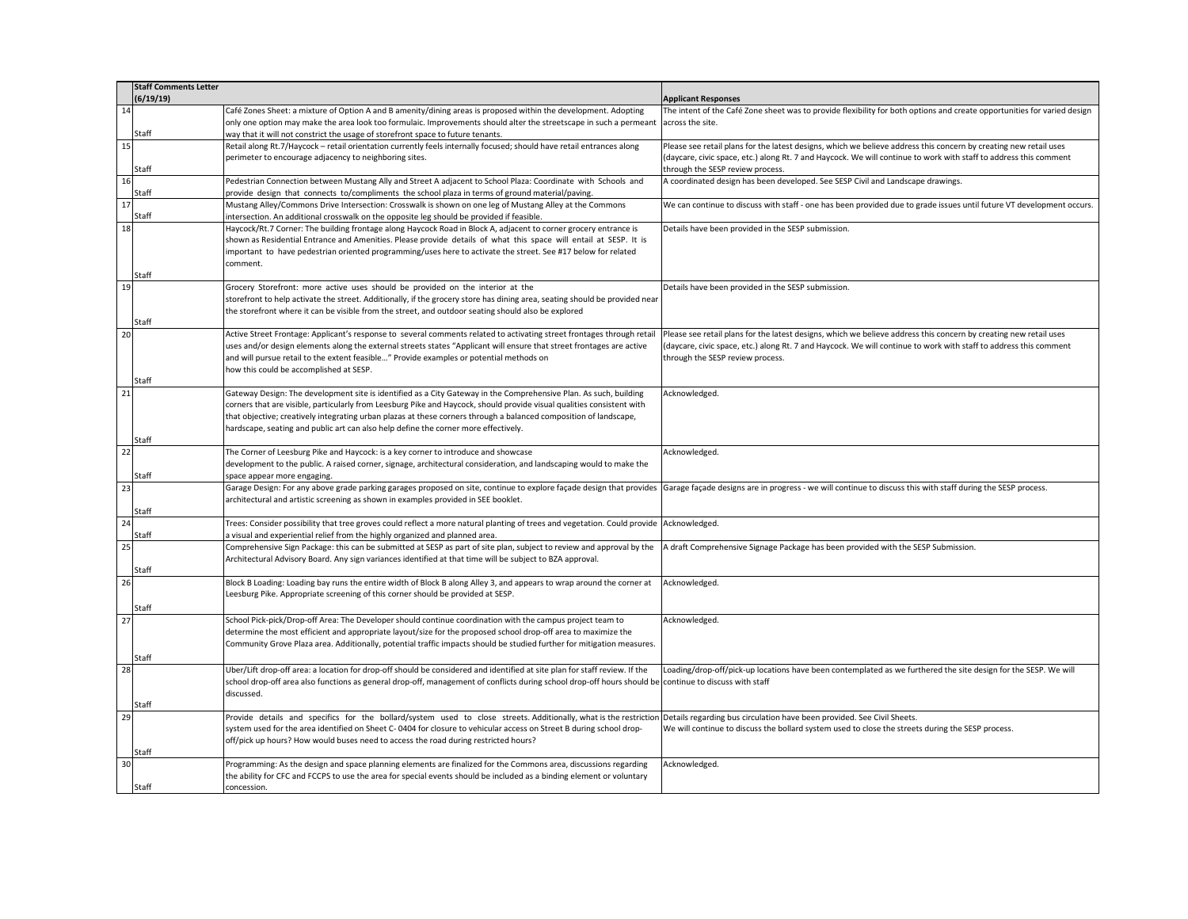| | Staff Comments Letter (6/19/19) | | Applicant Responses |
|---|---|---|---|
| 14 | Staff | Café Zones Sheet: a mixture of Option A and B amenity/dining areas is proposed within the development. Adopting only one option may make the area look too formulaic. Improvements should alter the streetscape in such a permeant way that it will not constrict the usage of storefront space to future tenants. | The intent of the Café Zone sheet was to provide flexibility for both options and create opportunities for varied design across the site. |
| 15 | Staff | Retail along Rt.7/Haycock – retail orientation currently feels internally focused; should have retail entrances along perimeter to encourage adjacency to neighboring sites. | Please see retail plans for the latest designs, which we believe address this concern by creating new retail uses (daycare, civic space, etc.) along Rt. 7 and Haycock. We will continue to work with staff to address this comment through the SESP review process. |
| 16 | Staff | Pedestrian Connection between Mustang Ally and Street A adjacent to School Plaza: Coordinate with Schools and provide design that connects to/compliments the school plaza in terms of ground material/paving. | A coordinated design has been developed. See SESP Civil and Landscape drawings. |
| 17 | Staff | Mustang Alley/Commons Drive Intersection: Crosswalk is shown on one leg of Mustang Alley at the Commons intersection. An additional crosswalk on the opposite leg should be provided if feasible. | We can continue to discuss with staff - one has been provided due to grade issues until future VT development occurs. |
| 18 | Staff | Haycock/Rt.7 Corner: The building frontage along Haycock Road in Block A, adjacent to corner grocery entrance is shown as Residential Entrance and Amenities. Please provide details of what this space will entail at SESP. It is important to have pedestrian oriented programming/uses here to activate the street. See #17 below for related comment. | Details have been provided in the SESP submission. |
| 19 | Staff | Grocery Storefront: more active uses should be provided on the interior at the storefront to help activate the street. Additionally, if the grocery store has dining area, seating should be provided near the storefront where it can be visible from the street, and outdoor seating should also be explored | Details have been provided in the SESP submission. |
| 20 | Staff | Active Street Frontage: Applicant's response to several comments related to activating street frontages through retail uses and/or design elements along the external streets states "Applicant will ensure that street frontages are active and will pursue retail to the extent feasible…" Provide examples or potential methods on how this could be accomplished at SESP. | Please see retail plans for the latest designs, which we believe address this concern by creating new retail uses (daycare, civic space, etc.) along Rt. 7 and Haycock. We will continue to work with staff to address this comment through the SESP review process. |
| 21 | Staff | Gateway Design: The development site is identified as a City Gateway in the Comprehensive Plan. As such, building corners that are visible, particularly from Leesburg Pike and Haycock, should provide visual qualities consistent with that objective; creatively integrating urban plazas at these corners through a balanced composition of landscape, hardscape, seating and public art can also help define the corner more effectively. | Acknowledged. |
| 22 | Staff | The Corner of Leesburg Pike and Haycock: is a key corner to introduce and showcase development to the public. A raised corner, signage, architectural consideration, and landscaping would to make the space appear more engaging. | Acknowledged. |
| 23 | Staff | Garage Design: For any above grade parking garages proposed on site, continue to explore façade design that provides architectural and artistic screening as shown in examples provided in SEE booklet. | Garage façade designs are in progress - we will continue to discuss this with staff during the SESP process. |
| 24 | Staff | Trees: Consider possibility that tree groves could reflect a more natural planting of trees and vegetation. Could provide a visual and experiential relief from the highly organized and planned area. | Acknowledged. |
| 25 | Staff | Comprehensive Sign Package: this can be submitted at SESP as part of site plan, subject to review and approval by the Architectural Advisory Board. Any sign variances identified at that time will be subject to BZA approval. | A draft Comprehensive Signage Package has been provided with the SESP Submission. |
| 26 | Staff | Block B Loading: Loading bay runs the entire width of Block B along Alley 3, and appears to wrap around the corner at Leesburg Pike. Appropriate screening of this corner should be provided at SESP. | Acknowledged. |
| 27 | Staff | School Pick-pick/Drop-off Area: The Developer should continue coordination with the campus project team to determine the most efficient and appropriate layout/size for the proposed school drop-off area to maximize the Community Grove Plaza area. Additionally, potential traffic impacts should be studied further for mitigation measures. | Acknowledged. |
| 28 | Staff | Uber/Lift drop-off area: a location for drop-off should be considered and identified at site plan for staff review. If the school drop-off area also functions as general drop-off, management of conflicts during school drop-off hours should be discussed. | Loading/drop-off/pick-up locations have been contemplated as we furthered the site design for the SESP. We will continue to discuss with staff |
| 29 | Staff | Provide details and specifics for the bollard/system used to close streets. Additionally, what is the restriction system used for the area identified on Sheet C- 0404 for closure to vehicular access on Street B during school drop-off/pick up hours? How would buses need to access the road during restricted hours? | Details regarding bus circulation have been provided. See Civil Sheets. We will continue to discuss the bollard system used to close the streets during the SESP process. |
| 30 | Staff | Programming: As the design and space planning elements are finalized for the Commons area, discussions regarding the ability for CFC and FCCPS to use the area for special events should be included as a binding element or voluntary concession. | Acknowledged. |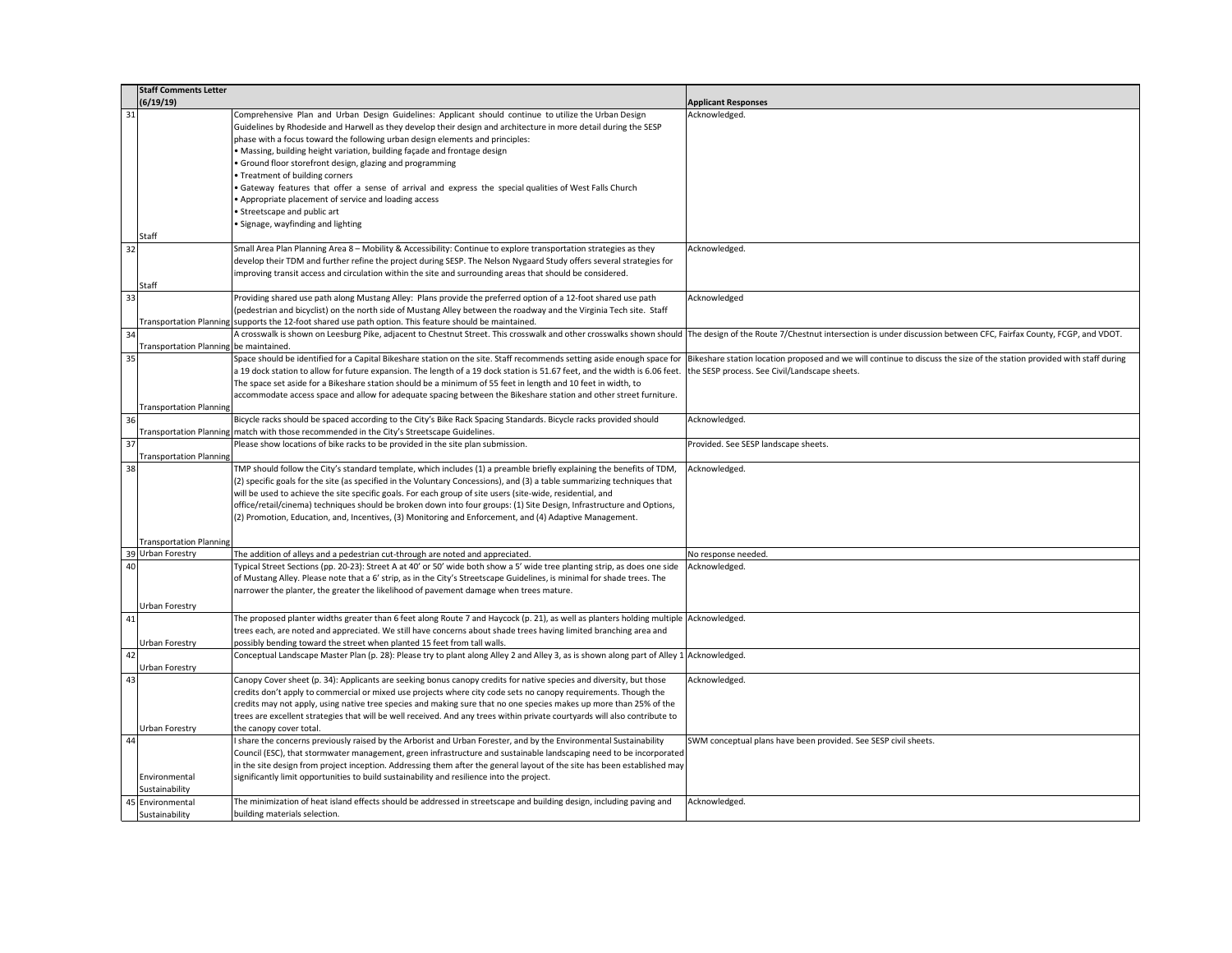| | Staff Comments Letter (6/19/19) | | Applicant Responses |
|---|---|---|---|
| 31 | Staff | Comprehensive Plan and Urban Design Guidelines: Applicant should continue to utilize the Urban Design Guidelines by Rhodeside and Harwell as they develop their design and architecture in more detail during the SESP phase with a focus toward the following urban design elements and principles:<br>• Massing, building height variation, building façade and frontage design<br>• Ground floor storefront design, glazing and programming<br>• Treatment of building corners<br>• Gateway features that offer a sense of arrival and express the special qualities of West Falls Church<br>• Appropriate placement of service and loading access<br>• Streetscape and public art<br>• Signage, wayfinding and lighting | Acknowledged. |
| 32 | Staff | Small Area Plan Planning Area 8 – Mobility & Accessibility: Continue to explore transportation strategies as they develop their TDM and further refine the project during SESP. The Nelson Nygaard Study offers several strategies for improving transit access and circulation within the site and surrounding areas that should be considered. | Acknowledged. |
| 33 | Transportation Planning | Providing shared use path along Mustang Alley: Plans provide the preferred option of a 12-foot shared use path (pedestrian and bicyclist) on the north side of Mustang Alley between the roadway and the Virginia Tech site. Staff supports the 12-foot shared use path option. This feature should be maintained. | Acknowledged |
| 34 | Transportation Planning | A crosswalk is shown on Leesburg Pike, adjacent to Chestnut Street. This crosswalk and other crosswalks shown should be maintained. | The design of the Route 7/Chestnut intersection is under discussion between CFC, Fairfax County, FCGP, and VDOT. |
| 35 | Transportation Planning | Space should be identified for a Capital Bikeshare station on the site. Staff recommends setting aside enough space for a 19 dock station to allow for future expansion. The length of a 19 dock station is 51.67 feet, and the width is 6.06 feet. The space set aside for a Bikeshare station should be a minimum of 55 feet in length and 10 feet in width, to accommodate access space and allow for adequate spacing between the Bikeshare station and other street furniture. | Bikeshare station location proposed and we will continue to discuss the size of the station provided with staff during the SESP process. See Civil/Landscape sheets. |
| 36 | Transportation Planning | Bicycle racks should be spaced according to the City's Bike Rack Spacing Standards. Bicycle racks provided should match with those recommended in the City's Streetscape Guidelines. | Acknowledged. |
| 37 | Transportation Planning | Please show locations of bike racks to be provided in the site plan submission. | Provided. See SESP landscape sheets. |
| 38 | Transportation Planning | TMP should follow the City's standard template, which includes (1) a preamble briefly explaining the benefits of TDM, (2) specific goals for the site (as specified in the Voluntary Concessions), and (3) a table summarizing techniques that will be used to achieve the site specific goals. For each group of site users (site-wide, residential, and office/retail/cinema) techniques should be broken down into four groups: (1) Site Design, Infrastructure and Options, (2) Promotion, Education, and, Incentives, (3) Monitoring and Enforcement, and (4) Adaptive Management. | Acknowledged. |
| 39 | Urban Forestry | The addition of alleys and a pedestrian cut-through are noted and appreciated. | No response needed. |
| 40 | Urban Forestry | Typical Street Sections (pp. 20-23): Street A at 40' or 50' wide both show a 5' wide tree planting strip, as does one side of Mustang Alley. Please note that a 6' strip, as in the City's Streetscape Guidelines, is minimal for shade trees. The narrower the planter, the greater the likelihood of pavement damage when trees mature. | Acknowledged. |
| 41 | Urban Forestry | The proposed planter widths greater than 6 feet along Route 7 and Haycock (p. 21), as well as planters holding multiple trees each, are noted and appreciated. We still have concerns about shade trees having limited branching area and possibly bending toward the street when planted 15 feet from tall walls. | Acknowledged. |
| 42 | Urban Forestry | Conceptual Landscape Master Plan (p. 28): Please try to plant along Alley 2 and Alley 3, as is shown along part of Alley 1 | Acknowledged. |
| 43 | Urban Forestry | Canopy Cover sheet (p. 34): Applicants are seeking bonus canopy credits for native species and diversity, but those credits don't apply to commercial or mixed use projects where city code sets no canopy requirements. Though the credits may not apply, using native tree species and making sure that no one species makes up more than 25% of the trees are excellent strategies that will be well received. And any trees within private courtyards will also contribute to the canopy cover total. | Acknowledged. |
| 44 | Environmental Sustainability | I share the concerns previously raised by the Arborist and Urban Forester, and by the Environmental Sustainability Council (ESC), that stormwater management, green infrastructure and sustainable landscaping need to be incorporated in the site design from project inception. Addressing them after the general layout of the site has been established may significantly limit opportunities to build sustainability and resilience into the project. | SWM conceptual plans have been provided. See SESP civil sheets. |
| 45 | Environmental Sustainability | The minimization of heat island effects should be addressed in streetscape and building design, including paving and building materials selection. | Acknowledged. |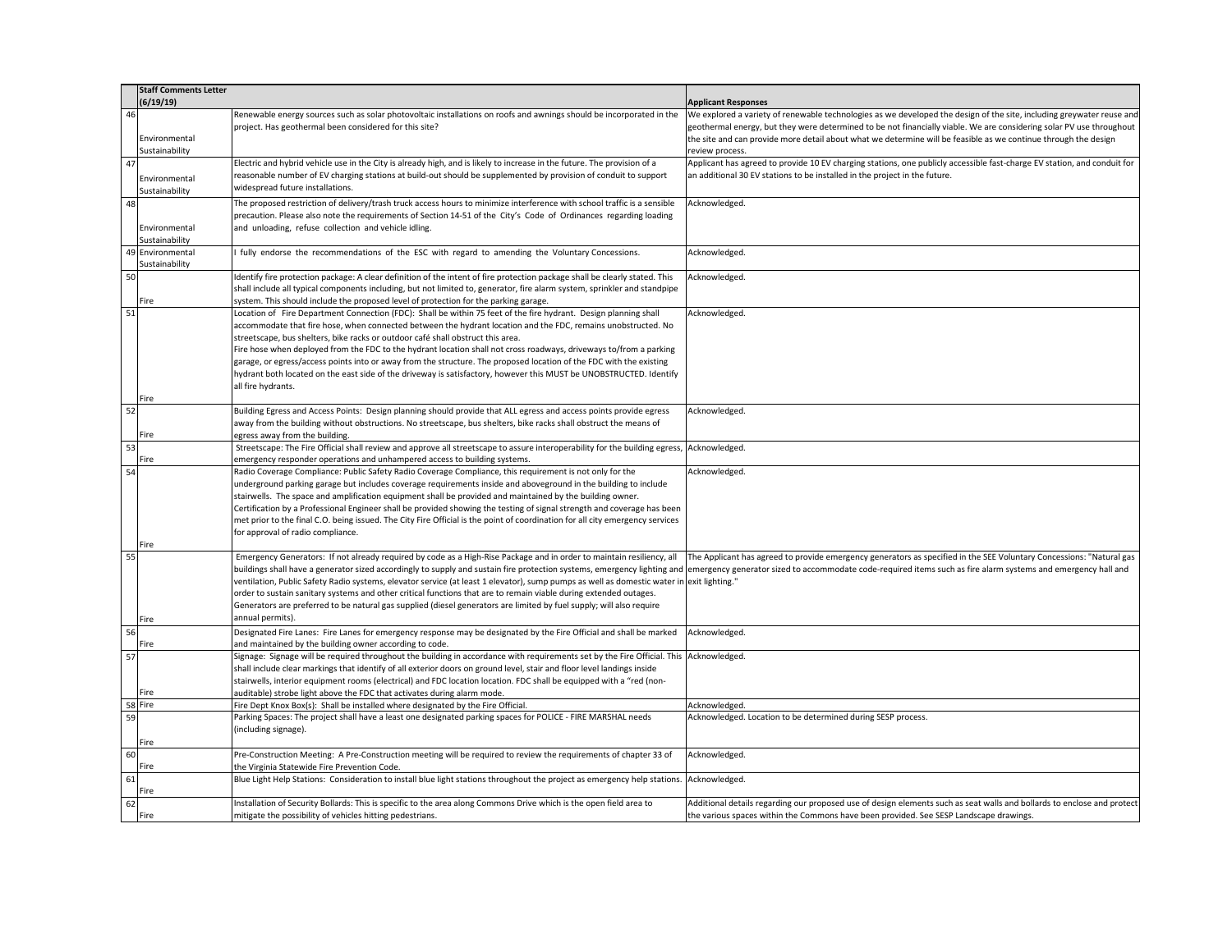| | Staff Comments Letter (6/19/19) | | Applicant Responses |
|---|---|---|---|
| 46 | Environmental Sustainability | Renewable energy sources such as solar photovoltaic installations on roofs and awnings should be incorporated in the project. Has geothermal been considered for this site? | We explored a variety of renewable technologies as we developed the design of the site, including greywater reuse and geothermal energy, but they were determined to be not financially viable. We are considering solar PV use throughout the site and can provide more detail about what we determine will be feasible as we continue through the design review process. |
| 47 | Environmental Sustainability | Electric and hybrid vehicle use in the City is already high, and is likely to increase in the future. The provision of a reasonable number of EV charging stations at build-out should be supplemented by provision of conduit to support widespread future installations. | Applicant has agreed to provide 10 EV charging stations, one publicly accessible fast-charge EV station, and conduit for an additional 30 EV stations to be installed in the project in the future. |
| 48 | Environmental Sustainability | The proposed restriction of delivery/trash truck access hours to minimize interference with school traffic is a sensible precaution. Please also note the requirements of Section 14-51 of the City's Code of Ordinances regarding loading and unloading, refuse collection and vehicle idling. | Acknowledged. |
| 49 | Environmental Sustainability | I fully endorse the recommendations of the ESC with regard to amending the Voluntary Concessions. | Acknowledged. |
| 50 | Fire | Identify fire protection package: A clear definition of the intent of fire protection package shall be clearly stated. This shall include all typical components including, but not limited to, generator, fire alarm system, sprinkler and standpipe system. This should include the proposed level of protection for the parking garage. | Acknowledged. |
| 51 | Fire | Location of Fire Department Connection (FDC): Shall be within 75 feet of the fire hydrant. Design planning shall accommodate that fire hose, when connected between the hydrant location and the FDC, remains unobstructed. No streetscape, bus shelters, bike racks or outdoor café shall obstruct this area.<br>Fire hose when deployed from the FDC to the hydrant location shall not cross roadways, driveways to/from a parking garage, or egress/access points into or away from the structure. The proposed location of the FDC with the existing hydrant both located on the east side of the driveway is satisfactory, however this MUST be UNOBSTRUCTED. Identify all fire hydrants. | Acknowledged. |
| 52 | Fire | Building Egress and Access Points: Design planning should provide that ALL egress and access points provide egress away from the building without obstructions. No streetscape, bus shelters, bike racks shall obstruct the means of egress away from the building. | Acknowledged. |
| 53 | Fire | Streetscape: The Fire Official shall review and approve all streetscape to assure interoperability for the building egress, emergency responder operations and unhampered access to building systems. | Acknowledged. |
| 54 | Fire | Radio Coverage Compliance: Public Safety Radio Coverage Compliance, this requirement is not only for the underground parking garage but includes coverage requirements inside and aboveground in the building to include stairwells. The space and amplification equipment shall be provided and maintained by the building owner.<br>Certification by a Professional Engineer shall be provided showing the testing of signal strength and coverage has been met prior to the final C.O. being issued. The City Fire Official is the point of coordination for all city emergency services for approval of radio compliance. | Acknowledged. |
| 55 | Fire | Emergency Generators: If not already required by code as a High-Rise Package and in order to maintain resiliency, all buildings shall have a generator sized accordingly to supply and sustain fire protection systems, emergency lighting and ventilation, Public Safety Radio systems, elevator service (at least 1 elevator), sump pumps as well as domestic water in order to sustain sanitary systems and other critical functions that are to remain viable during extended outages. Generators are preferred to be natural gas supplied (diesel generators are limited by fuel supply; will also require annual permits). | The Applicant has agreed to provide emergency generators as specified in the SEE Voluntary Concessions: "Natural gas emergency generator sized to accommodate code-required items such as fire alarm systems and emergency hall and exit lighting." |
| 56 | Fire | Designated Fire Lanes: Fire Lanes for emergency response may be designated by the Fire Official and shall be marked and maintained by the building owner according to code. | Acknowledged. |
| 57 | Fire | Signage: Signage will be required throughout the building in accordance with requirements set by the Fire Official. This shall include clear markings that identify of all exterior doors on ground level, stair and floor level landings inside stairwells, interior equipment rooms (electrical) and FDC location location. FDC shall be equipped with a "red (non-auditable) strobe light above the FDC that activates during alarm mode. | Acknowledged. |
| 58 | Fire | Fire Dept Knox Box(s): Shall be installed where designated by the Fire Official. | Acknowledged. |
| 59 | Fire | Parking Spaces: The project shall have a least one designated parking spaces for POLICE - FIRE MARSHAL needs (including signage). | Acknowledged. Location to be determined during SESP process. |
| 60 | Fire | Pre-Construction Meeting: A Pre-Construction meeting will be required to review the requirements of chapter 33 of the Virginia Statewide Fire Prevention Code. | Acknowledged. |
| 61 | Fire | Blue Light Help Stations: Consideration to install blue light stations throughout the project as emergency help stations. | Acknowledged. |
| 62 | Fire | Installation of Security Bollards: This is specific to the area along Commons Drive which is the open field area to mitigate the possibility of vehicles hitting pedestrians. | Additional details regarding our proposed use of design elements such as seat walls and bollards to enclose and protect the various spaces within the Commons have been provided. See SESP Landscape drawings. |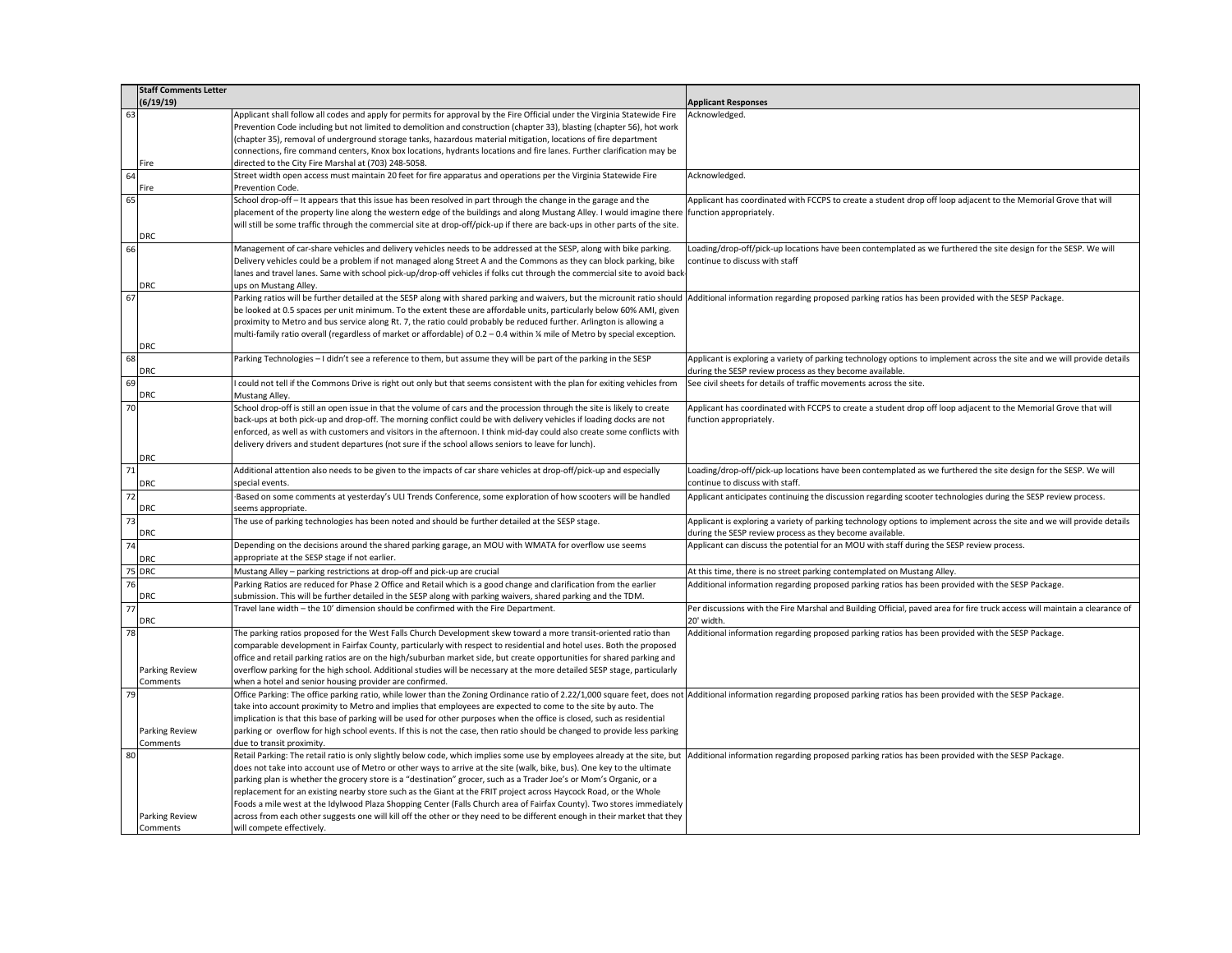| | Staff Comments Letter (6/19/19) | | Applicant Responses |
|---|---|---|---|
| 63 | Fire | Applicant shall follow all codes and apply for permits for approval by the Fire Official under the Virginia Statewide Fire Prevention Code including but not limited to demolition and construction (chapter 33), blasting (chapter 56), hot work (chapter 35), removal of underground storage tanks, hazardous material mitigation, locations of fire department connections, fire command centers, Knox box locations, hydrants locations and fire lanes. Further clarification may be directed to the City Fire Marshal at (703) 248-5058. | Acknowledged. |
| 64 | Fire | Street width open access must maintain 20 feet for fire apparatus and operations per the Virginia Statewide Fire Prevention Code. | Acknowledged. |
| 65 | DRC | School drop-off – It appears that this issue has been resolved in part through the change in the garage and the placement of the property line along the western edge of the buildings and along Mustang Alley. I would imagine there will still be some traffic through the commercial site at drop-off/pick-up if there are back-ups in other parts of the site. | Applicant has coordinated with FCCPS to create a student drop off loop adjacent to the Memorial Grove that will function appropriately. |
| 66 | DRC | Management of car-share vehicles and delivery vehicles needs to be addressed at the SESP, along with bike parking. Delivery vehicles could be a problem if not managed along Street A and the Commons as they can block parking, bike lanes and travel lanes. Same with school pick-up/drop-off vehicles if folks cut through the commercial site to avoid back-ups on Mustang Alley. | Loading/drop-off/pick-up locations have been contemplated as we furthered the site design for the SESP. We will continue to discuss with staff |
| 67 | DRC | Parking ratios will be further detailed at the SESP along with shared parking and waivers, but the microunit ratio should be looked at 0.5 spaces per unit minimum. To the extent these are affordable units, particularly below 60% AMI, given proximity to Metro and bus service along Rt. 7, the ratio could probably be reduced further. Arlington is allowing a multi-family ratio overall (regardless of market or affordable) of 0.2 – 0.4 within ¼ mile of Metro by special exception. | Additional information regarding proposed parking ratios has been provided with the SESP Package. |
| 68 | DRC | Parking Technologies – I didn't see a reference to them, but assume they will be part of the parking in the SESP | Applicant is exploring a variety of parking technology options to implement across the site and we will provide details during the SESP review process as they become available. |
| 69 | DRC | I could not tell if the Commons Drive is right out only but that seems consistent with the plan for exiting vehicles from Mustang Alley. | See civil sheets for details of traffic movements across the site. |
| 70 | DRC | School drop-off is still an open issue in that the volume of cars and the procession through the site is likely to create back-ups at both pick-up and drop-off. The morning conflict could be with delivery vehicles if loading docks are not enforced, as well as with customers and visitors in the afternoon. I think mid-day could also create some conflicts with delivery drivers and student departures (not sure if the school allows seniors to leave for lunch). | Applicant has coordinated with FCCPS to create a student drop off loop adjacent to the Memorial Grove that will function appropriately. |
| 71 | DRC | Additional attention also needs to be given to the impacts of car share vehicles at drop-off/pick-up and especially special events. | Loading/drop-off/pick-up locations have been contemplated as we furthered the site design for the SESP. We will continue to discuss with staff. |
| 72 | DRC | -Based on some comments at yesterday's ULI Trends Conference, some exploration of how scooters will be handled seems appropriate. | Applicant anticipates continuing the discussion regarding scooter technologies during the SESP review process. |
| 73 | DRC | The use of parking technologies has been noted and should be further detailed at the SESP stage. | Applicant is exploring a variety of parking technology options to implement across the site and we will provide details during the SESP review process as they become available. |
| 74 | DRC | Depending on the decisions around the shared parking garage, an MOU with WMATA for overflow use seems appropriate at the SESP stage if not earlier. | Applicant can discuss the potential for an MOU with staff during the SESP review process. |
| 75 | DRC | Mustang Alley – parking restrictions at drop-off and pick-up are crucial | At this time, there is no street parking contemplated on Mustang Alley. |
| 76 | DRC | Parking Ratios are reduced for Phase 2 Office and Retail which is a good change and clarification from the earlier submission. This will be further detailed in the SESP along with parking waivers, shared parking and the TDM. | Additional information regarding proposed parking ratios has been provided with the SESP Package. |
| 77 | DRC | Travel lane width – the 10' dimension should be confirmed with the Fire Department. | Per discussions with the Fire Marshal and Building Official, paved area for fire truck access will maintain a clearance of 20' width. |
| 78 | Parking Review Comments | The parking ratios proposed for the West Falls Church Development skew toward a more transit-oriented ratio than comparable development in Fairfax County, particularly with respect to residential and hotel uses. Both the proposed office and retail parking ratios are on the high/suburban market side, but create opportunities for shared parking and overflow parking for the high school. Additional studies will be necessary at the more detailed SESP stage, particularly when a hotel and senior housing provider are confirmed. | Additional information regarding proposed parking ratios has been provided with the SESP Package. |
| 79 | Parking Review Comments | Office Parking: The office parking ratio, while lower than the Zoning Ordinance ratio of 2.22/1,000 square feet, does not take into account proximity to Metro and implies that employees are expected to come to the site by auto. The implication is that this base of parking will be used for other purposes when the office is closed, such as residential parking or overflow for high school events. If this is not the case, then ratio should be changed to provide less parking due to transit proximity. | Additional information regarding proposed parking ratios has been provided with the SESP Package. |
| 80 | Parking Review Comments | Retail Parking: The retail ratio is only slightly below code, which implies some use by employees already at the site, but does not take into account use of Metro or other ways to arrive at the site (walk, bike, bus). One key to the ultimate parking plan is whether the grocery store is a "destination" grocer, such as a Trader Joe's or Mom's Organic, or a replacement for an existing nearby store such as the Giant at the FRIT project across Haycock Road, or the Whole Foods a mile west at the Idylwood Plaza Shopping Center (Falls Church area of Fairfax County). Two stores immediately across from each other suggests one will kill off the other or they need to be different enough in their market that they will compete effectively. | Additional information regarding proposed parking ratios has been provided with the SESP Package. |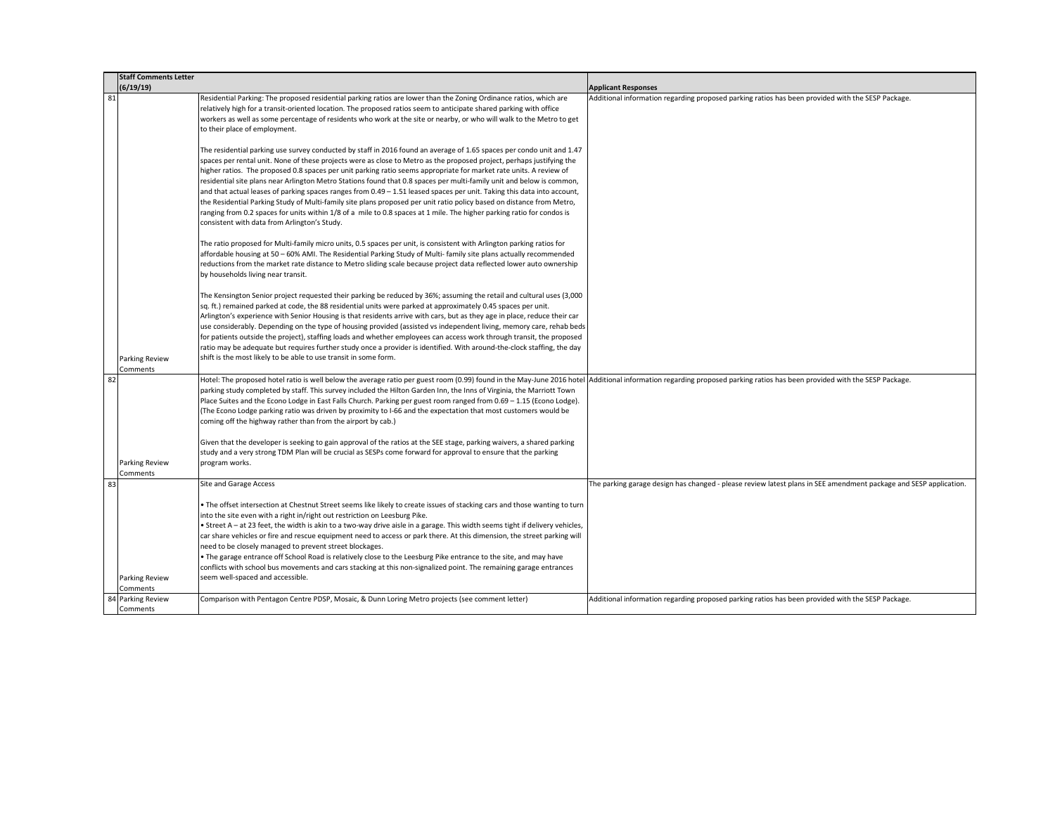| | Staff Comments Letter (6/19/19) | | Applicant Responses |
|---|---|---|---|
| 81 | Parking Review Comments | Residential Parking: The proposed residential parking ratios are lower than the Zoning Ordinance ratios, which are relatively high for a transit-oriented location. The proposed ratios seem to anticipate shared parking with office workers as well as some percentage of residents who work at the site or nearby, or who will walk to the Metro to get to their place of employment.<br><br>The residential parking use survey conducted by staff in 2016 found an average of 1.65 spaces per condo unit and 1.47 spaces per rental unit. None of these projects were as close to Metro as the proposed project, perhaps justifying the higher ratios. The proposed 0.8 spaces per unit parking ratio seems appropriate for market rate units. A review of residential site plans near Arlington Metro Stations found that 0.8 spaces per multi-family unit and below is common, and that actual leases of parking spaces ranges from 0.49 – 1.51 leased spaces per unit. Taking this data into account, the Residential Parking Study of Multi-family site plans proposed per unit ratio policy based on distance from Metro, ranging from 0.2 spaces for units within 1/8 of a mile to 0.8 spaces at 1 mile. The higher parking ratio for condos is consistent with data from Arlington's Study.<br><br>The ratio proposed for Multi-family micro units, 0.5 spaces per unit, is consistent with Arlington parking ratios for affordable housing at 50 – 60% AMI. The Residential Parking Study of Multi- family site plans actually recommended reductions from the market rate distance to Metro sliding scale because project data reflected lower auto ownership by households living near transit.<br><br>The Kensington Senior project requested their parking be reduced by 36%; assuming the retail and cultural uses (3,000 sq. ft.) remained parked at code, the 88 residential units were parked at approximately 0.45 spaces per unit. Arlington's experience with Senior Housing is that residents arrive with cars, but as they age in place, reduce their car use considerably. Depending on the type of housing provided (assisted vs independent living, memory care, rehab beds for patients outside the project), staffing loads and whether employees can access work through transit, the proposed ratio may be adequate but requires further study once a provider is identified. With around-the-clock staffing, the day shift is the most likely to be able to use transit in some form. | Additional information regarding proposed parking ratios has been provided with the SESP Package. |
| 82 | Parking Review Comments | Hotel: The proposed hotel ratio is well below the average ratio per guest room (0.99) found in the May-June 2016 hotel parking study completed by staff. This survey included the Hilton Garden Inn, the Inns of Virginia, the Marriott Town Place Suites and the Econo Lodge in East Falls Church. Parking per guest room ranged from 0.69 – 1.15 (Econo Lodge). (The Econo Lodge parking ratio was driven by proximity to I-66 and the expectation that most customers would be coming off the highway rather than from the airport by cab.)<br><br>Given that the developer is seeking to gain approval of the ratios at the SEE stage, parking waivers, a shared parking study and a very strong TDM Plan will be crucial as SESPs come forward for approval to ensure that the parking program works. | Additional information regarding proposed parking ratios has been provided with the SESP Package. |
| 83 | Parking Review Comments | Site and Garage Access<br><br>• The offset intersection at Chestnut Street seems like likely to create issues of stacking cars and those wanting to turn into the site even with a right in/right out restriction on Leesburg Pike.<br>• Street A – at 23 feet, the width is akin to a two-way drive aisle in a garage. This width seems tight if delivery vehicles, car share vehicles or fire and rescue equipment need to access or park there. At this dimension, the street parking will need to be closely managed to prevent street blockages.<br>• The garage entrance off School Road is relatively close to the Leesburg Pike entrance to the site, and may have conflicts with school bus movements and cars stacking at this non-signalized point. The remaining garage entrances seem well-spaced and accessible. | The parking garage design has changed - please review latest plans in SEE amendment package and SESP application. |
| 84 | Parking Review Comments | Comparison with Pentagon Centre PDSP, Mosaic, & Dunn Loring Metro projects (see comment letter) | Additional information regarding proposed parking ratios has been provided with the SESP Package. |